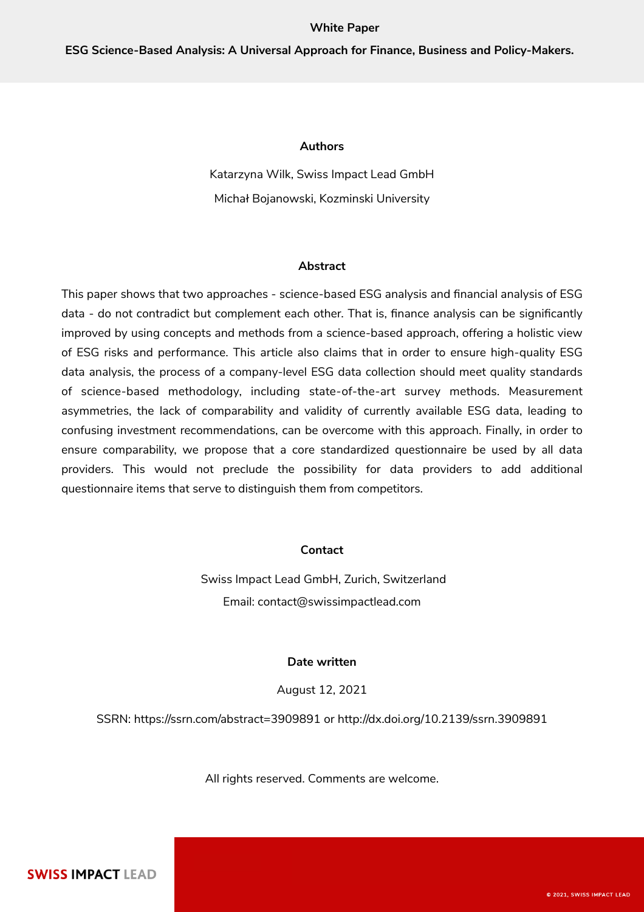White Paper

# ESG Science-Based Analysis: A Universal Approach for Finance, Business and Policy-Makers.

**Authors**

Katarzyna Wilk, Swiss Impact Lead GmbH

Michał Bojanowski, Kozminski University

## Abstract

This paper shows that two approaches - science-based ESG analysis and financial analysis of ESG data - do not contradict but complement each other. That is, finance analysis can be significantly improved by using concepts and methods from a science-based approach, offering a holistic view of ESG risks and performance. This article also claims that in order to ensure high-quality ESG data analysis, the process of a company-level ESG data collection should meet quality standards of science-based methodology, including state-of-the-art survey methods. Measurement asymmetries, the lack of comparability and validity of currently available ESG data, leading to confusing investment recommendations, can be overcome with this approach. Finally, in order to ensure comparability, we propose that a core standardized questionnaire be used by all data providers. This would not preclude the possibility for data providers to add additional questionnaire items that serve to distinguish them from competitors.

**Contact**

Swiss Impact Lead GmbH, Zurich, Switzerland

Email: contact@swissimpactlead.com

**Date written**

August 12, 2021

SSRN: https://ssrn.com/abstract=3909891 or http://dx.doi.org/10.2139/ssrn.3909891

All rights reserved. Comments are welcome.

SWISS IMPACT LEAD

© 2021, SWISS IMPACT LEAD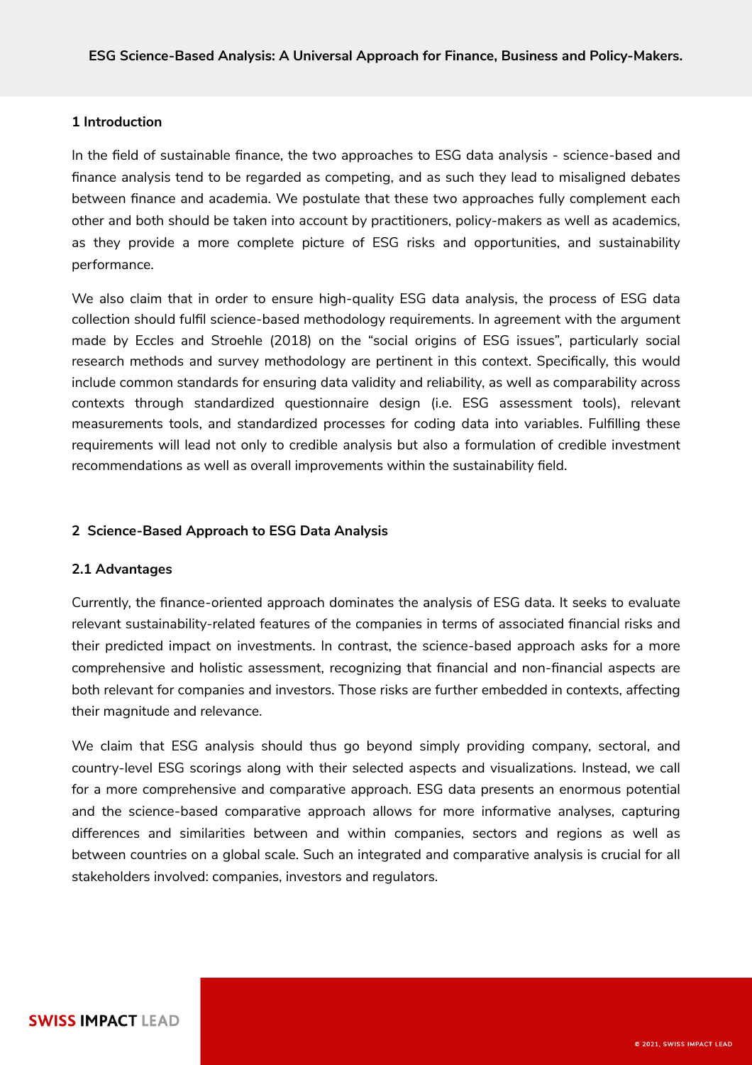## 1 Introduction

In the field of sustainable finance, the two approaches to ESG data analysis - science-based and finance analysis tend to be regarded as competing, and as such they lead to misaligned debates between finance and academia. We postulate that these two approaches fully complement each other and both should be taken into account by practitioners, policy-makers as well as academics, as they provide a more complete picture of ESG risks and opportunities, and sustainability performance.

We also claim that in order to ensure high-quality ESG data analysis, the process of ESG data collection should fulfil science-based methodology requirements. In agreement with the argument made by Eccles and Stroehle (2018) on the "social origins of ESG issues", particularly social research methods and survey methodology are pertinent in this context. Specifically, this would include common standards for ensuring data validity and reliability, as well as comparability across contexts through standardized questionnaire design (i.e. ESG assessment tools), relevant measurements tools, and standardized processes for coding data into variables. Fulfilling these requirements will lead not only to credible analysis but also a formulation of credible investment recommendations as well as overall improvements within the sustainability field.

## 2 Science-Based Approach to ESG Data Analysis

### 2.1 Advantages

Currently, the finance-oriented approach dominates the analysis of ESG data. It seeks to evaluate relevant sustainability-related features of the companies in terms of associated financial risks and their predicted impact on investments. In contrast, the science-based approach asks for a more comprehensive and holistic assessment, recognizing that financial and non-financial aspects are both relevant for companies and investors. Those risks are further embedded in contexts, affecting their magnitude and relevance.

We claim that ESG analysis should thus go beyond simply providing company, sectoral, and country-level ESG scorings along with their selected aspects and visualizations. Instead, we call for a more comprehensive and comparative approach. ESG data presents an enormous potential and the science-based comparative approach allows for more informative analyses, capturing differences and similarities between and within companies, sectors and regions as well as between countries on a global scale. Such an integrated and comparative analysis is crucial for all stakeholders involved: companies, investors and regulators.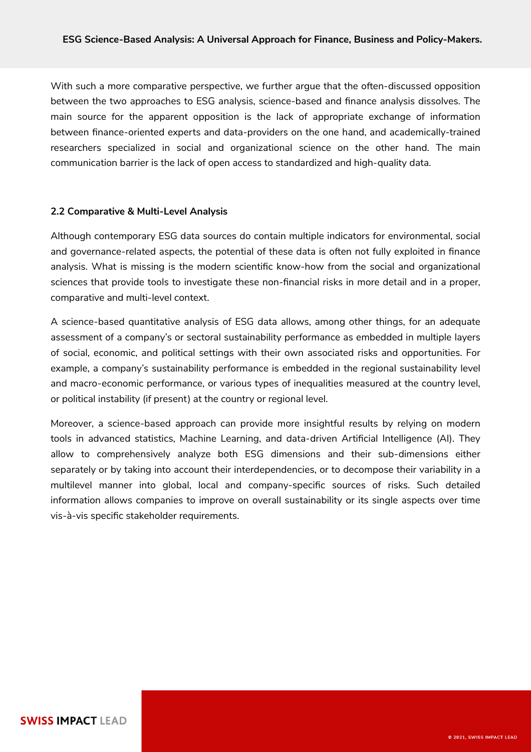With such a more comparative perspective, we further argue that the often-discussed opposition between the two approaches to ESG analysis, science-based and finance analysis dissolves. The main source for the apparent opposition is the lack of appropriate exchange of information between finance-oriented experts and data-providers on the one hand, and academically-trained researchers specialized in social and organizational science on the other hand. The main communication barrier is the lack of open access to standardized and high-quality data.

### 2.2 Comparative & Multi-Level Analysis

Although contemporary ESG data sources do contain multiple indicators for environmental, social and governance-related aspects, the potential of these data is often not fully exploited in finance analysis. What is missing is the modern scientific know-how from the social and organizational sciences that provide tools to investigate these non-financial risks in more detail and in a proper, comparative and multi-level context.

A science-based quantitative analysis of ESG data allows, among other things, for an adequate assessment of a company's or sectoral sustainability performance as embedded in multiple layers of social, economic, and political settings with their own associated risks and opportunities. For example, a company's sustainability performance is embedded in the regional sustainability level and macro-economic performance, or various types of inequalities measured at the country level, or political instability (if present) at the country or regional level.

Moreover, a science-based approach can provide more insightful results by relying on modern tools in advanced statistics, Machine Learning, and data-driven Artificial Intelligence (AI). They allow to comprehensively analyze both ESG dimensions and their sub-dimensions either separately or by taking into account their interdependencies, or to decompose their variability in a multilevel manner into global, local and company-specific sources of risks. Such detailed information allows companies to improve on overall sustainability or its single aspects over time vis-à-vis specific stakeholder requirements.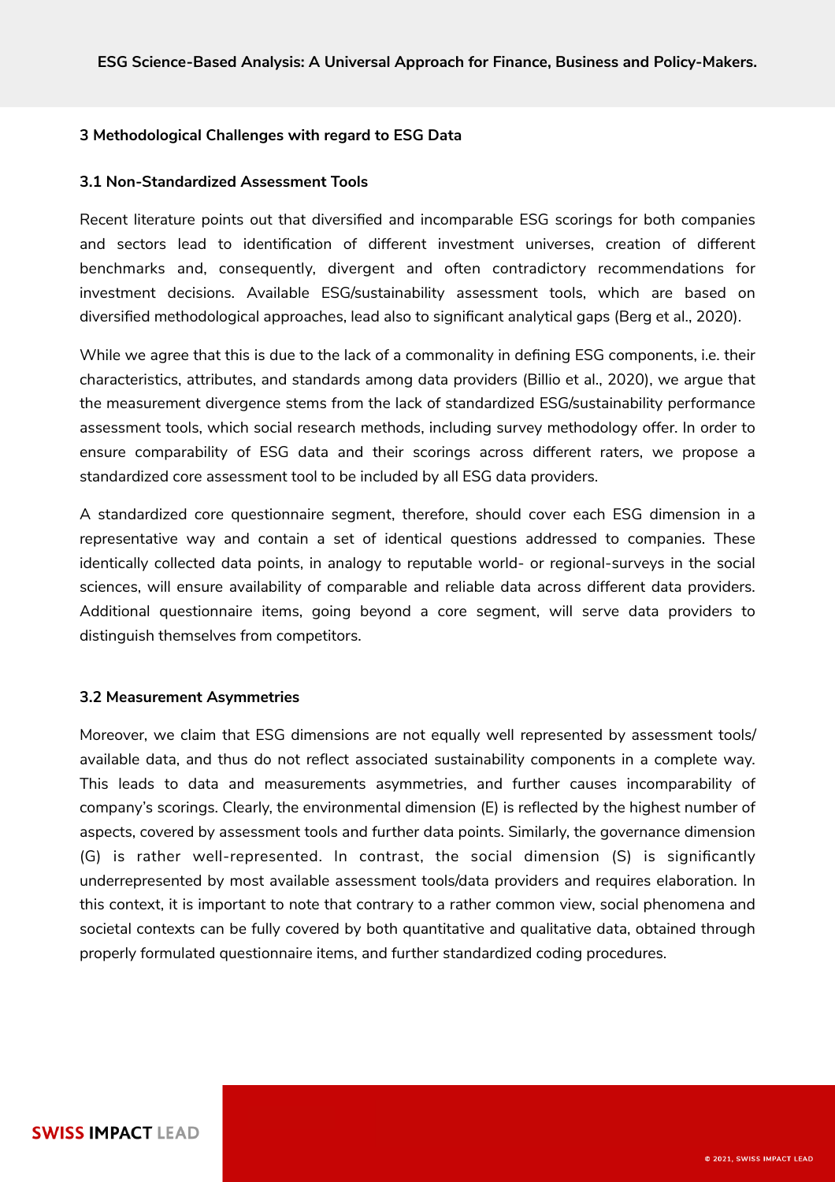## 3 Methodological Challenges with regard to ESG Data

### 3.1 Non-Standardized Assessment Tools

Recent literature points out that diversified and incomparable ESG scorings for both companies and sectors lead to identification of different investment universes, creation of different benchmarks and, consequently, divergent and often contradictory recommendations for investment decisions. Available ESG/sustainability assessment tools, which are based on diversified methodological approaches, lead also to significant analytical gaps (Berg et al., 2020).

While we agree that this is due to the lack of a commonality in defining ESG components, i.e. their characteristics, attributes, and standards among data providers (Billio et al., 2020), we argue that the measurement divergence stems from the lack of standardized ESG/sustainability performance assessment tools, which social research methods, including survey methodology offer. In order to ensure comparability of ESG data and their scorings across different raters, we propose a standardized core assessment tool to be included by all ESG data providers.

A standardized core questionnaire segment, therefore, should cover each ESG dimension in a representative way and contain a set of identical questions addressed to companies. These identically collected data points, in analogy to reputable world- or regional-surveys in the social sciences, will ensure availability of comparable and reliable data across different data providers. Additional questionnaire items, going beyond a core segment, will serve data providers to distinguish themselves from competitors.

### 3.2 Measurement Asymmetries

Moreover, we claim that ESG dimensions are not equally well represented by assessment tools/ available data, and thus do not reflect associated sustainability components in a complete way. This leads to data and measurements asymmetries, and further causes incomparability of company's scorings. Clearly, the environmental dimension (E) is reflected by the highest number of aspects, covered by assessment tools and further data points. Similarly, the governance dimension (G) is rather well-represented. In contrast, the social dimension (S) is significantly underrepresented by most available assessment tools/data providers and requires elaboration. In this context, it is important to note that contrary to a rather common view, social phenomena and societal contexts can be fully covered by both quantitative and qualitative data, obtained through properly formulated questionnaire items, and further standardized coding procedures.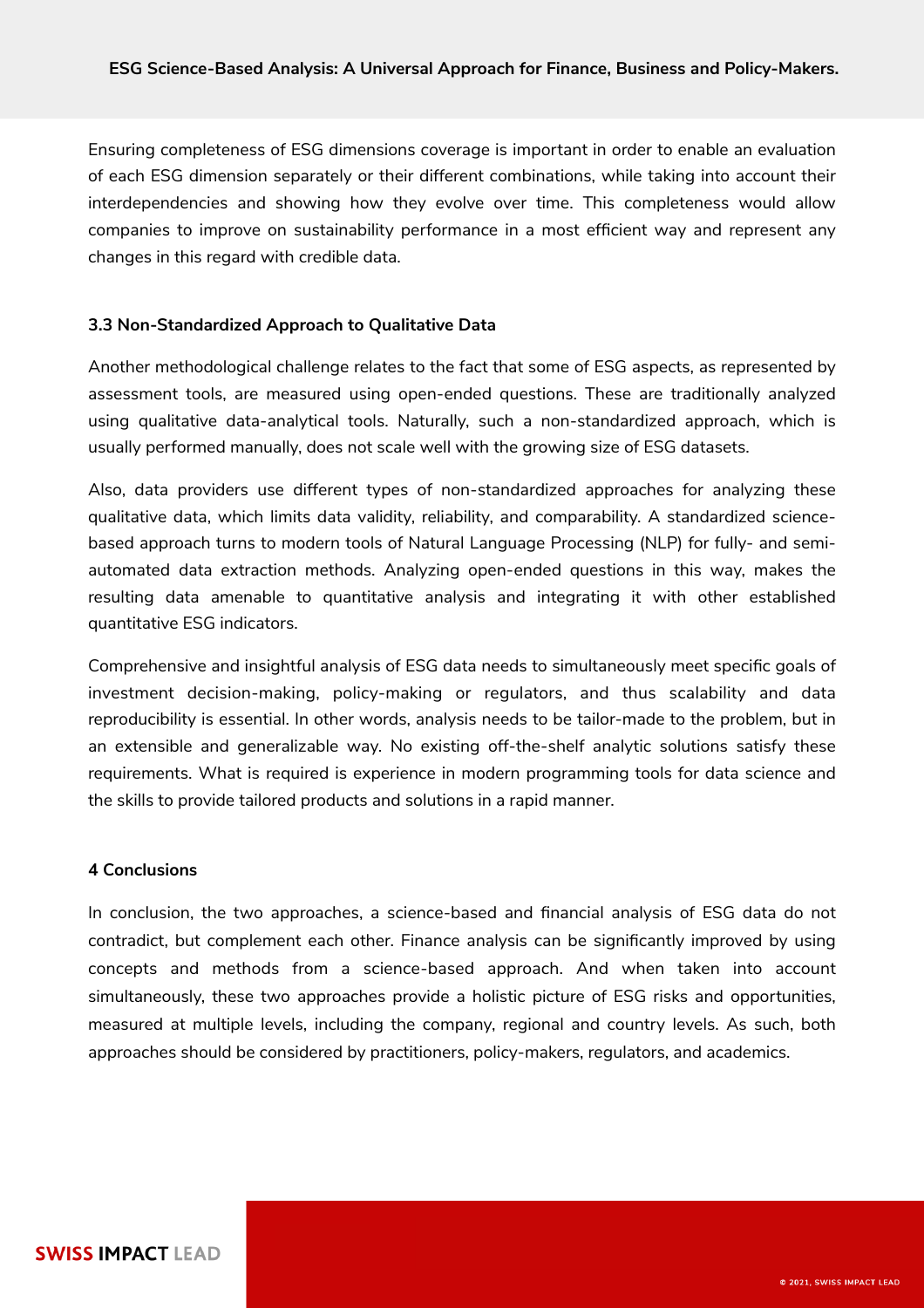Ensuring completeness of ESG dimensions coverage is important in order to enable an evaluation of each ESG dimension separately or their different combinations, while taking into account their interdependencies and showing how they evolve over time. This completeness would allow companies to improve on sustainability performance in a most efficient way and represent any changes in this regard with credible data.

### 3.3 Non-Standardized Approach to Qualitative Data

Another methodological challenge relates to the fact that some of ESG aspects, as represented by assessment tools, are measured using open-ended questions. These are traditionally analyzed using qualitative data-analytical tools. Naturally, such a non-standardized approach, which is usually performed manually, does not scale well with the growing size of ESG datasets.

Also, data providers use different types of non-standardized approaches for analyzing these qualitative data, which limits data validity, reliability, and comparability. A standardized science-based approach turns to modern tools of Natural Language Processing (NLP) for fully- and semi-automated data extraction methods. Analyzing open-ended questions in this way, makes the resulting data amenable to quantitative analysis and integrating it with other established quantitative ESG indicators.

Comprehensive and insightful analysis of ESG data needs to simultaneously meet specific goals of investment decision-making, policy-making or regulators, and thus scalability and data reproducibility is essential. In other words, analysis needs to be tailor-made to the problem, but in an extensible and generalizable way. No existing off-the-shelf analytic solutions satisfy these requirements. What is required is experience in modern programming tools for data science and the skills to provide tailored products and solutions in a rapid manner.

## 4 Conclusions

In conclusion, the two approaches, a science-based and financial analysis of ESG data do not contradict, but complement each other. Finance analysis can be significantly improved by using concepts and methods from a science-based approach. And when taken into account simultaneously, these two approaches provide a holistic picture of ESG risks and opportunities, measured at multiple levels, including the company, regional and country levels. As such, both approaches should be considered by practitioners, policy-makers, regulators, and academics.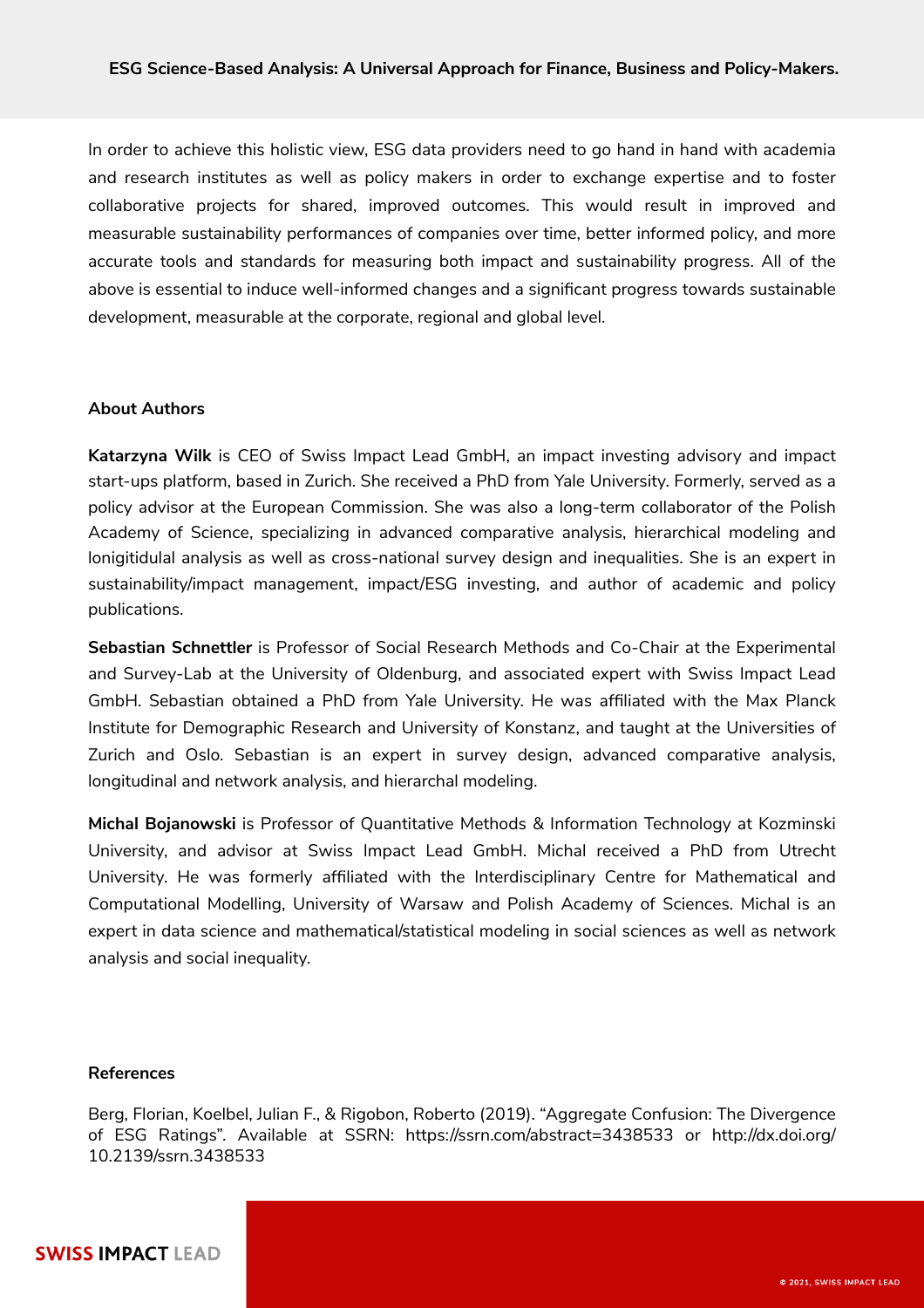In order to achieve this holistic view, ESG data providers need to go hand in hand with academia and research institutes as well as policy makers in order to exchange expertise and to foster collaborative projects for shared, improved outcomes. This would result in improved and measurable sustainability performances of companies over time, better informed policy, and more accurate tools and standards for measuring both impact and sustainability progress. All of the above is essential to induce well-informed changes and a significant progress towards sustainable development, measurable at the corporate, regional and global level.

**About Authors**

**Katarzyna Wilk** is CEO of Swiss Impact Lead GmbH, an impact investing advisory and impact start-ups platform, based in Zurich. She received a PhD from Yale University. Formerly, served as a policy advisor at the European Commission. She was also a long-term collaborator of the Polish Academy of Science, specializing in advanced comparative analysis, hierarchical modeling and lonigitidulal analysis as well as cross-national survey design and inequalities. She is an expert in sustainability/impact management, impact/ESG investing, and author of academic and policy publications.

**Sebastian Schnettler** is Professor of Social Research Methods and Co-Chair at the Experimental and Survey-Lab at the University of Oldenburg, and associated expert with Swiss Impact Lead GmbH. Sebastian obtained a PhD from Yale University. He was affiliated with the Max Planck Institute for Demographic Research and University of Konstanz, and taught at the Universities of Zurich and Oslo. Sebastian is an expert in survey design, advanced comparative analysis, longitudinal and network analysis, and hierarchal modeling.

**Michal Bojanowski** is Professor of Quantitative Methods & Information Technology at Kozminski University, and advisor at Swiss Impact Lead GmbH. Michal received a PhD from Utrecht University. He was formerly affiliated with the Interdisciplinary Centre for Mathematical and Computational Modelling, University of Warsaw and Polish Academy of Sciences. Michal is an expert in data science and mathematical/statistical modeling in social sciences as well as network analysis and social inequality.

**References**

Berg, Florian, Koelbel, Julian F., & Rigobon, Roberto (2019). "Aggregate Confusion: The Divergence of ESG Ratings". Available at SSRN: https://ssrn.com/abstract=3438533 or http://dx.doi.org/10.2139/ssrn.3438533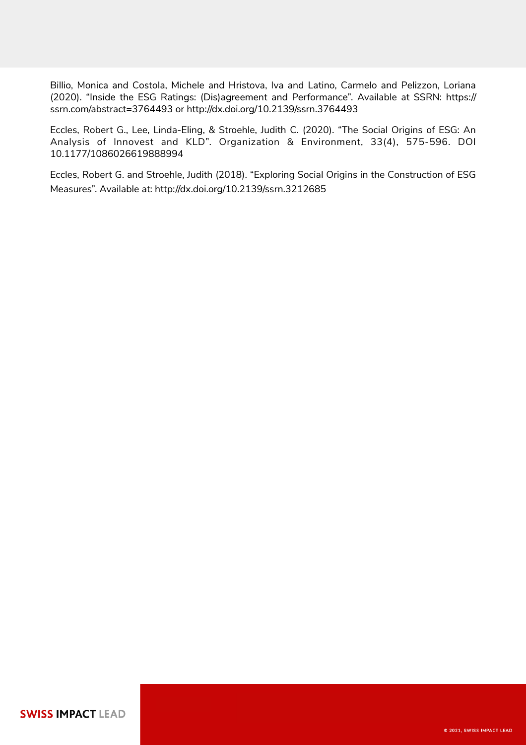Billio, Monica and Costola, Michele and Hristova, Iva and Latino, Carmelo and Pelizzon, Loriana (2020). "Inside the ESG Ratings: (Dis)agreement and Performance". Available at SSRN: https://ssrn.com/abstract=3764493 or http://dx.doi.org/10.2139/ssrn.3764493

Eccles, Robert G., Lee, Linda-Eling, & Stroehle, Judith C. (2020). "The Social Origins of ESG: An Analysis of Innovest and KLD". Organization & Environment, 33(4), 575-596. DOI 10.1177/1086026619888994

Eccles, Robert G. and Stroehle, Judith (2018). "Exploring Social Origins in the Construction of ESG Measures". Available at: http://dx.doi.org/10.2139/ssrn.3212685